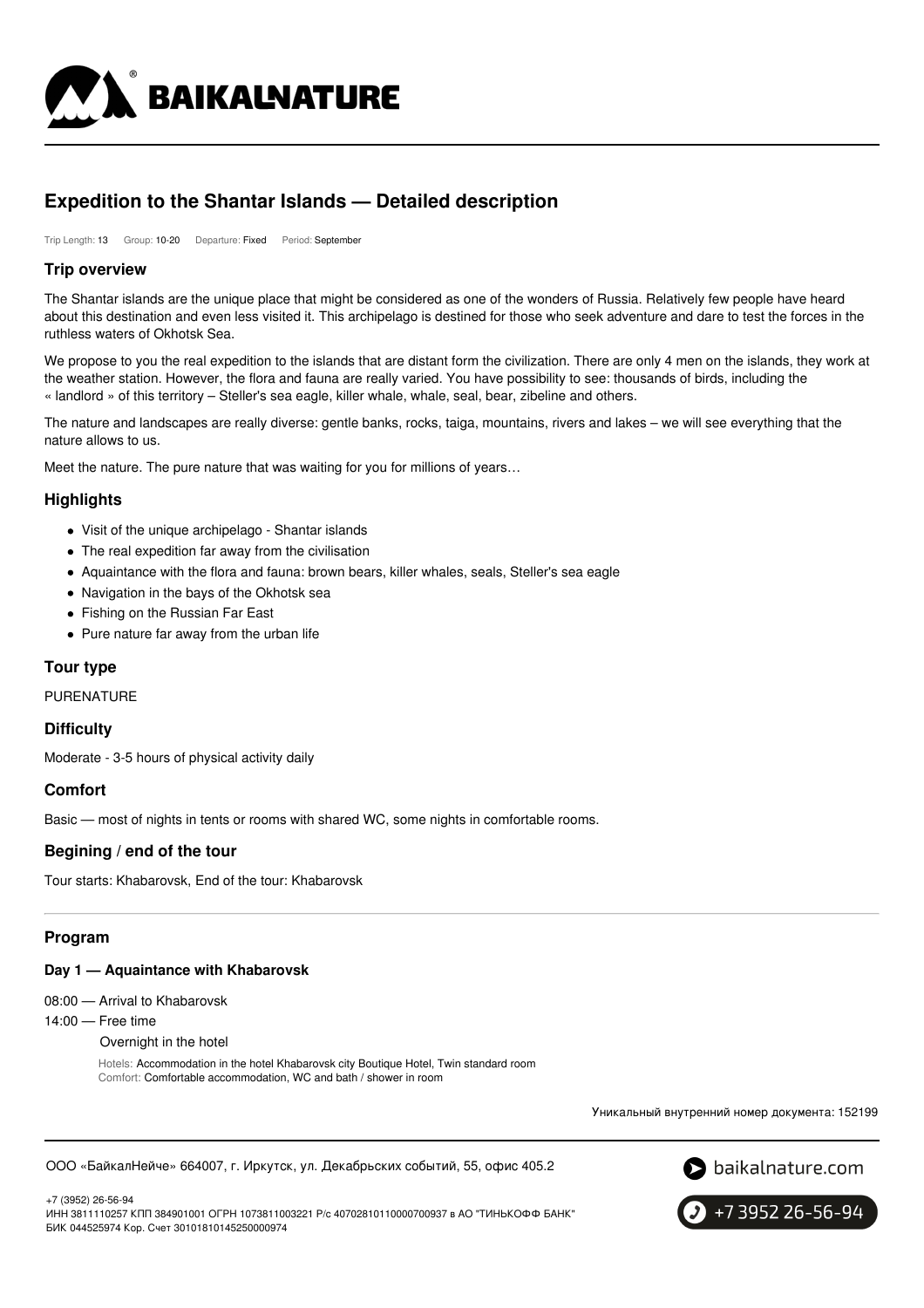# Expedition to the Shantar Islands — Detailed description

Trip Length: 13 Group: 10-20 Departure: Fixed Period: September

## Trip overview

The Shantar islands are the unique place that might be considered as one of the wonders of Russia. Relatively few people have heard about this destination and even less visited it. This archipelago is destined for those who seek adventure and dare to test the forces in the ruthless waters of Okhotsk Sea.

We propose to you the real expedition to the islands that are distant form the civilization. There are only 4 men on the islands, they work at the weather station. However, the flora and fauna are really varied. You have possibility to see: thousands of birds, including the « landlord » of this territory – Steller's sea eagle, killer whale, whale, seal, bear, zibeline and others.

The nature and landscapes are really diverse: gentle banks, rocks, taiga, mountains, rivers and lakes – we will see everything that the nature allows to us.

Meet the nature. The pure nature that was waiting for you for millions of years…

## Highlights

- Visit of the unique archipelago - Shantar islands
- The real expedition far away from the civilisation
- Aquaintance with the flora and fauna: brown bears, killer whales, seals, Steller's sea eagle
- Navigation in the bays of the Okhotsk sea
- Fishing on the Russian Far East
- Pure nature far away from the urban life

## Tour type

PURENATURE

## Difficulty

Moderate - 3-5 hours of physical activity daily

## Comfort

Basic — most of nights in tents or rooms with shared WC, some nights in comfortable rooms.

## Begining / end of the tour

Tour starts: Khabarovsk, End of the tour: Khabarovsk

---

## Program

### Day 1 — Aquaintance with Khabarovsk

08:00 — Arrival to Khabarovsk

14:00 — Free time

Overnight in the hotel

Hotels: Accommodation in the hotel Khabarovsk city Boutique Hotel, Twin standard room
Comfort: Comfortable accommodation, WC and bath / shower in room

Уникальный внутренний номер документа: 152199

ООО «БайкалНейче» 664007, г. Иркутск, ул. Декабрьских событий, 55, офис 405.2

+7 (3952) 26-56-94
ИНН 3811110257 КПП 384901001 ОГРН 1073811003221 Р/с 40702810110000700937 в АО "ТИНЬКОФФ БАНК"
БИК 044525974 Кор. Счет 30101810145250000974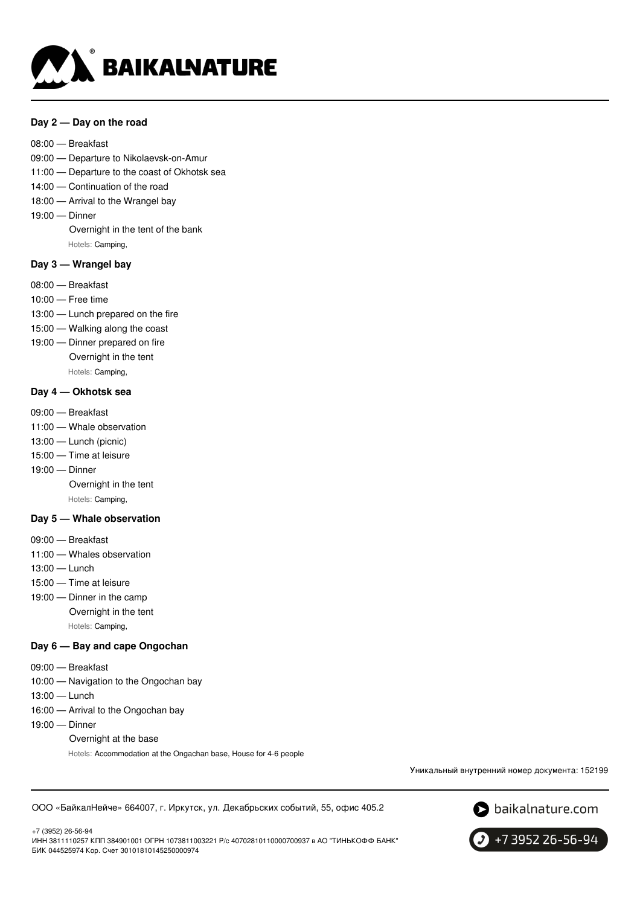### Day 2 — Day on the road

08:00 — Breakfast
09:00 — Departure to Nikolaevsk-on-Amur
11:00 — Departure to the coast of Okhotsk sea
14:00 — Continuation of the road
18:00 — Arrival to the Wrangel bay
19:00 — Dinner
Overnight in the tent of the bank
Hotels: Camping,

### Day 3 — Wrangel bay

08:00 — Breakfast
10:00 — Free time
13:00 — Lunch prepared on the fire
15:00 — Walking along the coast
19:00 — Dinner prepared on fire
Overnight in the tent
Hotels: Camping,

### Day 4 — Okhotsk sea

09:00 — Breakfast
11:00 — Whale observation
13:00 — Lunch (picnic)
15:00 — Time at leisure
19:00 — Dinner
Overnight in the tent
Hotels: Camping,

### Day 5 — Whale observation

09:00 — Breakfast
11:00 — Whales observation
13:00 — Lunch
15:00 — Time at leisure
19:00 — Dinner in the camp
Overnight in the tent
Hotels: Camping,

### Day 6 — Bay and cape Ongochan

09:00 — Breakfast
10:00 — Navigation to the Ongochan bay
13:00 — Lunch
16:00 — Arrival to the Ongochan bay
19:00 — Dinner
Overnight at the base
Hotels: Accommodation at the Ongachan base, House for 4-6 people

Уникальный внутренний номер документа: 152199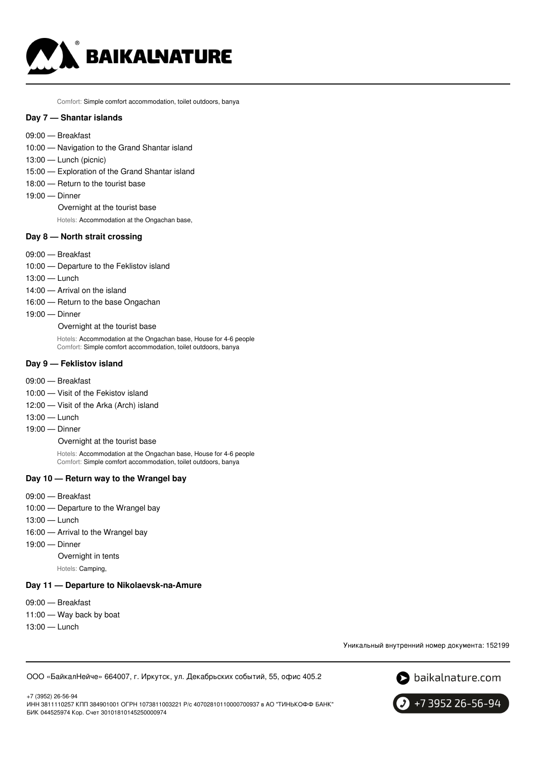Comfort: Simple comfort accommodation, toilet outdoors, banya

### Day 7 — Shantar islands

09:00 — Breakfast
10:00 — Navigation to the Grand Shantar island
13:00 — Lunch (picnic)
15:00 — Exploration of the Grand Shantar island
18:00 — Return to the tourist base
19:00 — Dinner
Overnight at the tourist base
Hotels: Accommodation at the Ongachan base,

### Day 8 — North strait crossing

09:00 — Breakfast
10:00 — Departure to the Feklistov island
13:00 — Lunch
14:00 — Arrival on the island
16:00 — Return to the base Ongachan
19:00 — Dinner
Overnight at the tourist base
Hotels: Accommodation at the Ongachan base, House for 4-6 people
Comfort: Simple comfort accommodation, toilet outdoors, banya

### Day 9 — Feklistov island

09:00 — Breakfast
10:00 — Visit of the Fekistov island
12:00 — Visit of the Arka (Arch) island
13:00 — Lunch
19:00 — Dinner
Overnight at the tourist base
Hotels: Accommodation at the Ongachan base, House for 4-6 people
Comfort: Simple comfort accommodation, toilet outdoors, banya

### Day 10 — Return way to the Wrangel bay

09:00 — Breakfast
10:00 — Departure to the Wrangel bay
13:00 — Lunch
16:00 — Arrival to the Wrangel bay
19:00 — Dinner
Overnight in tents
Hotels: Camping,

### Day 11 — Departure to Nikolaevsk-na-Amure

09:00 — Breakfast
11:00 — Way back by boat
13:00 — Lunch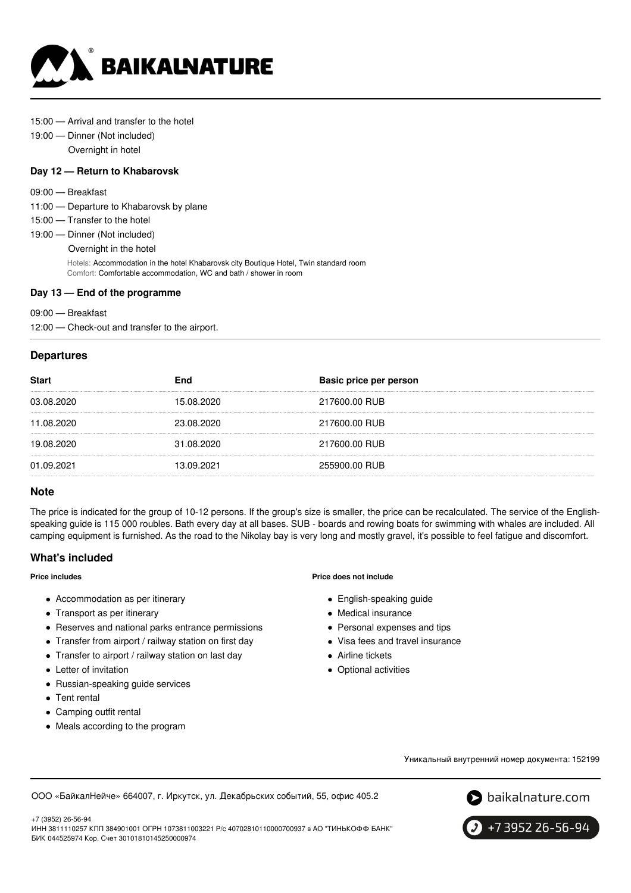15:00 — Arrival and transfer to the hotel

19:00 — Dinner (Not included)

Overnight in hotel

**Day 12 — Return to Khabarovsk**

09:00 — Breakfast

11:00 — Departure to Khabarovsk by plane

15:00 — Transfer to the hotel

19:00 — Dinner (Not included)

Overnight in the hotel

Hotels: Accommodation in the hotel Khabarovsk city Boutique Hotel, Twin standard room

Comfort: Comfortable accommodation, WC and bath / shower in room

**Day 13 — End of the programme**

09:00 — Breakfast

12:00 — Check-out and transfer to the airport.

## Departures

| Start | End | Basic price per person |
|---|---|---|
| 03.08.2020 | 15.08.2020 | 217600.00 RUB |
| 11.08.2020 | 23.08.2020 | 217600.00 RUB |
| 19.08.2020 | 31.08.2020 | 217600.00 RUB |
| 01.09.2021 | 13.09.2021 | 255900.00 RUB |

## Note

The price is indicated for the group of 10-12 persons. If the group's size is smaller, the price can be recalculated. The service of the English-speaking guide is 115 000 roubles. Bath every day at all bases. SUB - boards and rowing boats for swimming with whales are included. All camping equipment is furnished. As the road to the Nikolay bay is very long and mostly gravel, it's possible to feel fatigue and discomfort.

## What's included

**Price includes**

- Accommodation as per itinerary
- Transport as per itinerary
- Reserves and national parks entrance permissions
- Transfer from airport / railway station on first day
- Transfer to airport / railway station on last day
- Letter of invitation
- Russian-speaking guide services
- Tent rental
- Camping outfit rental
- Meals according to the program

**Price does not include**

- English-speaking guide
- Medical insurance
- Personal expenses and tips
- Visa fees and travel insurance
- Airline tickets
- Optional activities

Уникальный внутренний номер документа: 152199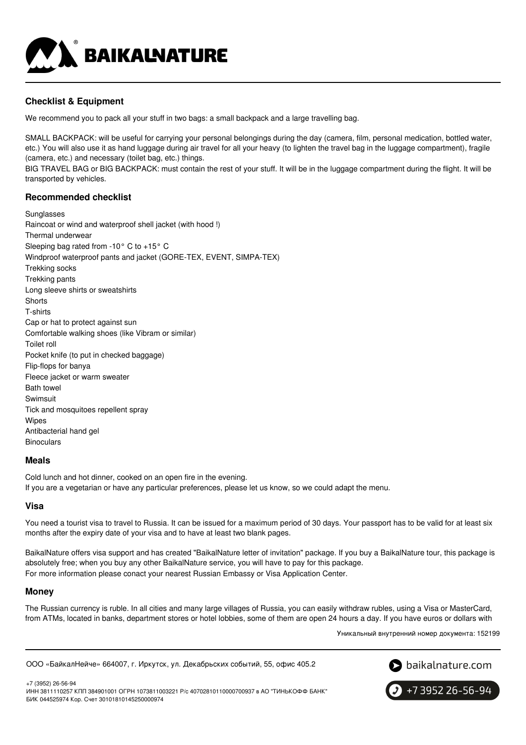## Checklist & Equipment

We recommend you to pack all your stuff in two bags: a small backpack and a large travelling bag.

SMALL BACKPACK: will be useful for carrying your personal belongings during the day (camera, film, personal medication, bottled water, etc.) You will also use it as hand luggage during air travel for all your heavy (to lighten the travel bag in the luggage compartment), fragile (camera, etc.) and necessary (toilet bag, etc.) things.

BIG TRAVEL BAG or BIG BACKPACK: must contain the rest of your stuff. It will be in the luggage compartment during the flight. It will be transported by vehicles.

### Recommended checklist

Sunglasses
Raincoat or wind and waterproof shell jacket (with hood !)
Thermal underwear
Sleeping bag rated from -10° C to +15° C
Windproof waterproof pants and jacket (GORE-TEX, EVENT, SIMPA-TEX)
Trekking socks
Trekking pants
Long sleeve shirts or sweatshirts
Shorts
T-shirts
Cap or hat to protect against sun
Comfortable walking shoes (like Vibram or similar)
Toilet roll
Pocket knife (to put in checked baggage)
Flip-flops for banya
Fleece jacket or warm sweater
Bath towel
Swimsuit
Tick and mosquitoes repellent spray
Wipes
Antibacterial hand gel
Binoculars

### Meals

Cold lunch and hot dinner, cooked on an open fire in the evening.
If you are a vegetarian or have any particular preferences, please let us know, so we could adapt the menu.

### Visa

You need a tourist visa to travel to Russia. It can be issued for a maximum period of 30 days. Your passport has to be valid for at least six months after the expiry date of your visa and to have at least two blank pages.

BaikalNature offers visa support and has created "BaikalNature letter of invitation" package. If you buy a BaikalNature tour, this package is absolutely free; when you buy any other BaikalNature service, you will have to pay for this package.
For more information please conact your nearest Russian Embassy or Visa Application Center.

### Money

The Russian currency is ruble. In all cities and many large villages of Russia, you can easily withdraw rubles, using a Visa or MasterCard, from ATMs, located in banks, department stores or hotel lobbies, some of them are open 24 hours a day. If you have euros or dollars with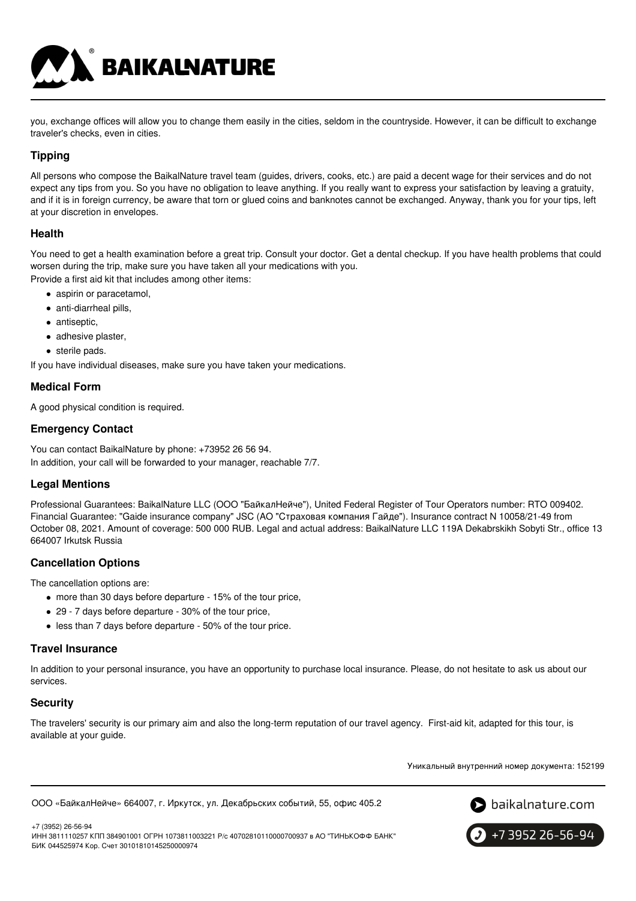you, exchange offices will allow you to change them easily in the cities, seldom in the countryside. However, it can be difficult to exchange traveler's checks, even in cities.

### Tipping

All persons who compose the BaikalNature travel team (guides, drivers, cooks, etc.) are paid a decent wage for their services and do not expect any tips from you. So you have no obligation to leave anything. If you really want to express your satisfaction by leaving a gratuity, and if it is in foreign currency, be aware that torn or glued coins and banknotes cannot be exchanged. Anyway, thank you for your tips, left at your discretion in envelopes.

### Health

You need to get a health examination before a great trip. Consult your doctor. Get a dental checkup. If you have health problems that could worsen during the trip, make sure you have taken all your medications with you.
Provide a first aid kit that includes among other items:

- aspirin or paracetamol,
- anti-diarrheal pills,
- antiseptic,
- adhesive plaster,
- sterile pads.

If you have individual diseases, make sure you have taken your medications.

### Medical Form

A good physical condition is required.

### Emergency Contact

You can contact BaikalNature by phone: +73952 26 56 94.
In addition, your call will be forwarded to your manager, reachable 7/7.

### Legal Mentions

Professional Guarantees: BaikalNature LLC (ООО "БайкалНейче"), United Federal Register of Tour Operators number: RTO 009402. Financial Guarantee: "Gaide insurance company" JSC (АО "Страховая компания Гайде"). Insurance contract N 10058/21-49 from October 08, 2021. Amount of coverage: 500 000 RUB. Legal and actual address: BaikalNature LLC 119A Dekabrskikh Sobyti Str., office 13 664007 Irkutsk Russia

### Cancellation Options

The cancellation options are:

- more than 30 days before departure - 15% of the tour price,
- 29 - 7 days before departure - 30% of the tour price,
- less than 7 days before departure - 50% of the tour price.

### Travel Insurance

In addition to your personal insurance, you have an opportunity to purchase local insurance. Please, do not hesitate to ask us about our services.

### Security

The travelers' security is our primary aim and also the long-term reputation of our travel agency. First-aid kit, adapted for this tour, is available at your guide.

Уникальный внутренний номер документа: 152199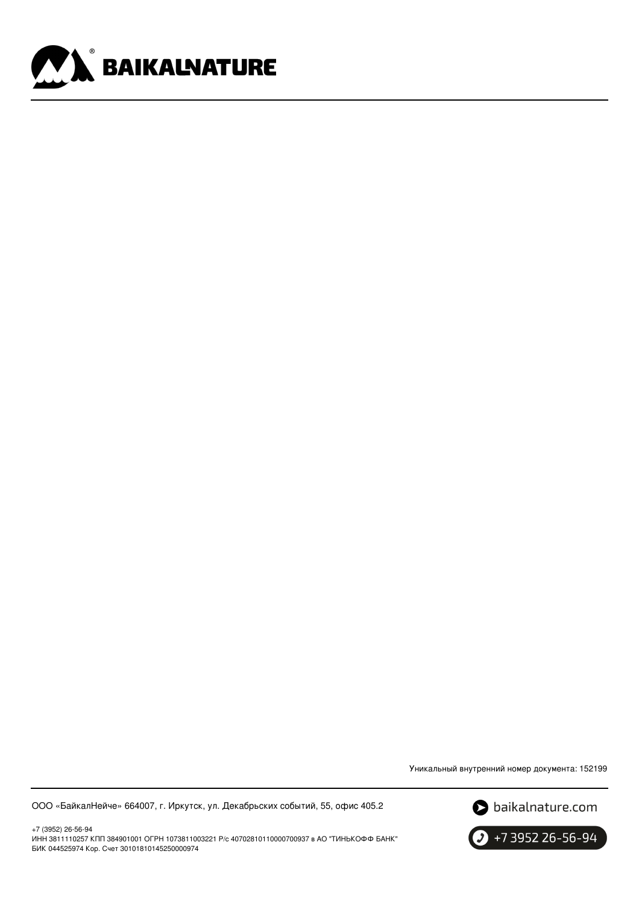Уникальный внутренний номер документа: 152199